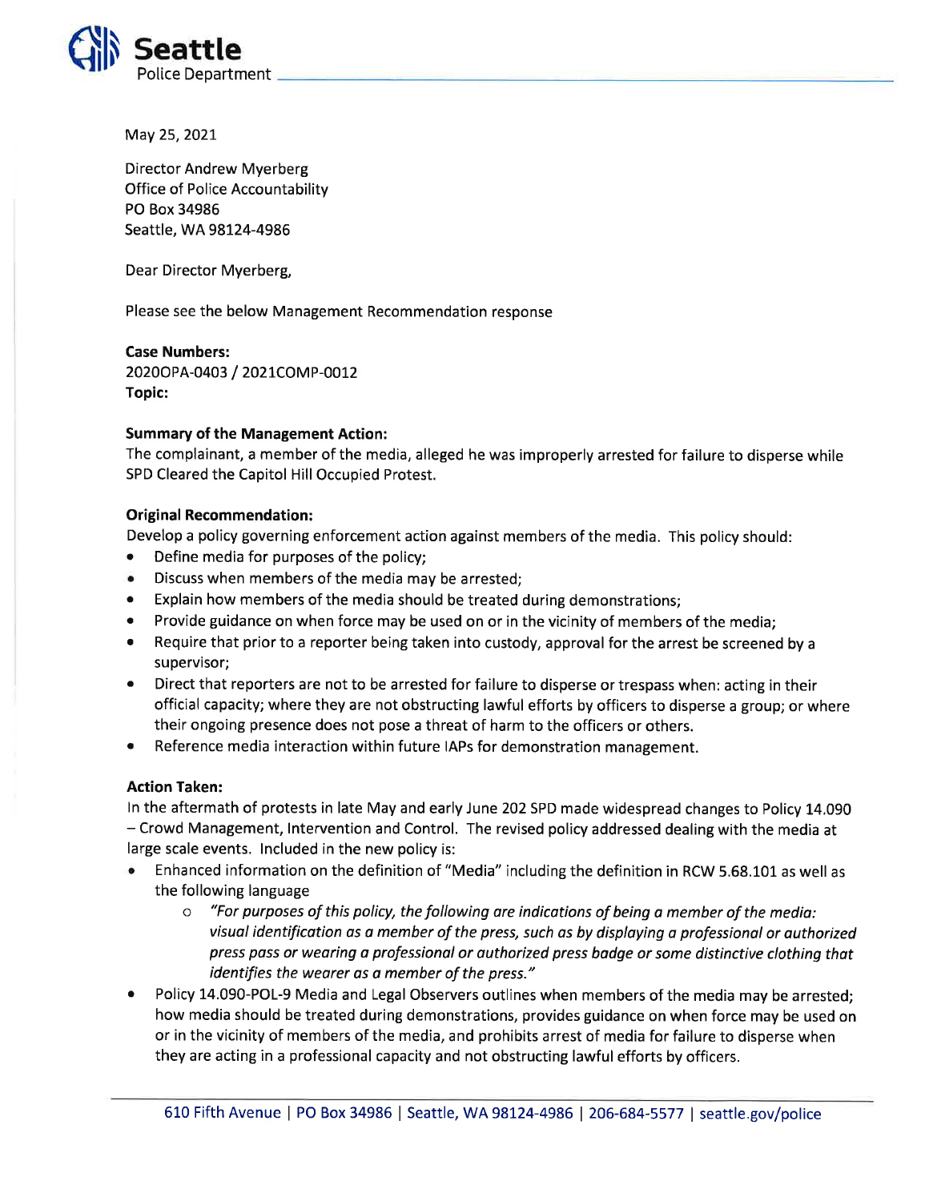**Seattle**
Police Department

May 25, 2021

Director Andrew Myerberg
Office of Police Accountability
PO Box 34986
Seattle, WA 98124-4986

Dear Director Myerberg,

Please see the below Management Recommendation response

**Case Numbers:**
2020OPA-0403 / 2021COMP-0012
**Topic:**

**Summary of the Management Action:**
The complainant, a member of the media, alleged he was improperly arrested for failure to disperse while SPD Cleared the Capitol Hill Occupied Protest.

**Original Recommendation:**
Develop a policy governing enforcement action against members of the media. This policy should:

- Define media for purposes of the policy;
- Discuss when members of the media may be arrested;
- Explain how members of the media should be treated during demonstrations;
- Provide guidance on when force may be used on or in the vicinity of members of the media;
- Require that prior to a reporter being taken into custody, approval for the arrest be screened by a supervisor;
- Direct that reporters are not to be arrested for failure to disperse or trespass when: acting in their official capacity; where they are not obstructing lawful efforts by officers to disperse a group; or where their ongoing presence does not pose a threat of harm to the officers or others.
- Reference media interaction within future IAPs for demonstration management.

**Action Taken:**
In the aftermath of protests in late May and early June 202 SPD made widespread changes to Policy 14.090 – Crowd Management, Intervention and Control. The revised policy addressed dealing with the media at large scale events. Included in the new policy is:

- Enhanced information on the definition of "Media" including the definition in RCW 5.68.101 as well as the following language
  - *"For purposes of this policy, the following are indications of being a member of the media: visual identification as a member of the press, such as by displaying a professional or authorized press pass or wearing a professional or authorized press badge or some distinctive clothing that identifies the wearer as a member of the press."*
- Policy 14.090-POL-9 Media and Legal Observers outlines when members of the media may be arrested; how media should be treated during demonstrations, provides guidance on when force may be used on or in the vicinity of members of the media, and prohibits arrest of media for failure to disperse when they are acting in a professional capacity and not obstructing lawful efforts by officers.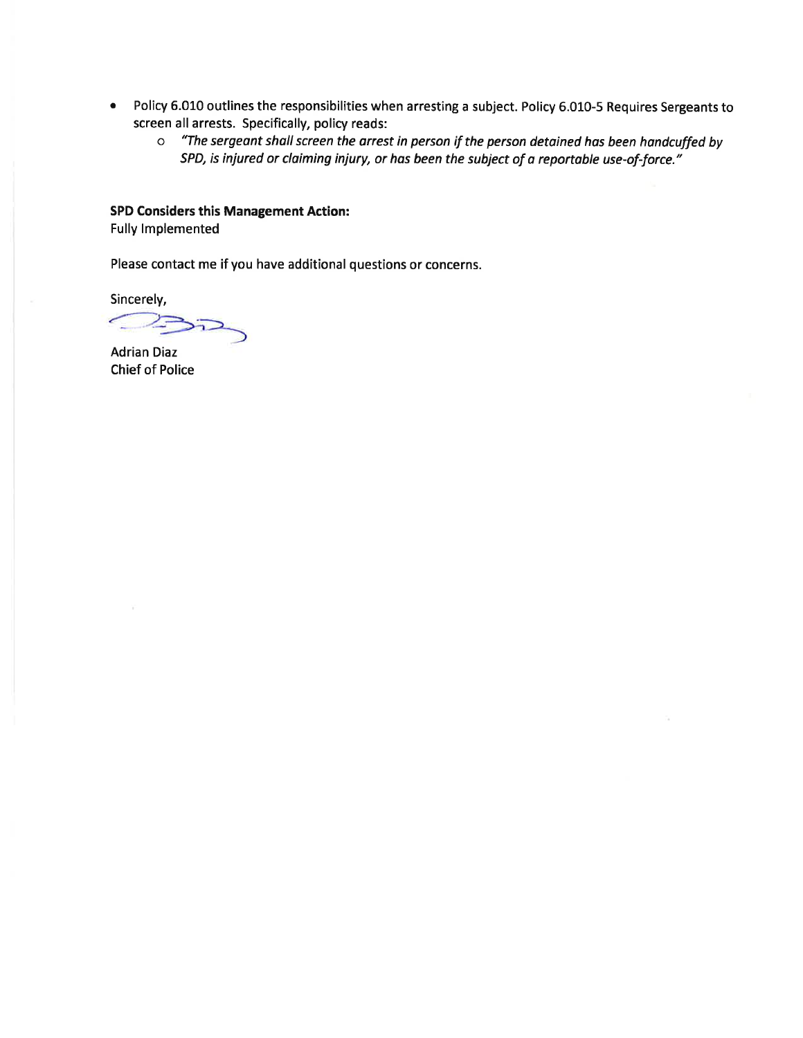- Policy 6.010 outlines the responsibilities when arresting a subject. Policy 6.010-5 Requires Sergeants to screen all arrests. Specifically, policy reads:
  - *"The sergeant shall screen the arrest in person if the person detained has been handcuffed by SPD, is injured or claiming injury, or has been the subject of a reportable use-of-force."*

**SPD Considers this Management Action:**
Fully Implemented

Please contact me if you have additional questions or concerns.

Sincerely,

Adrian Diaz
Chief of Police